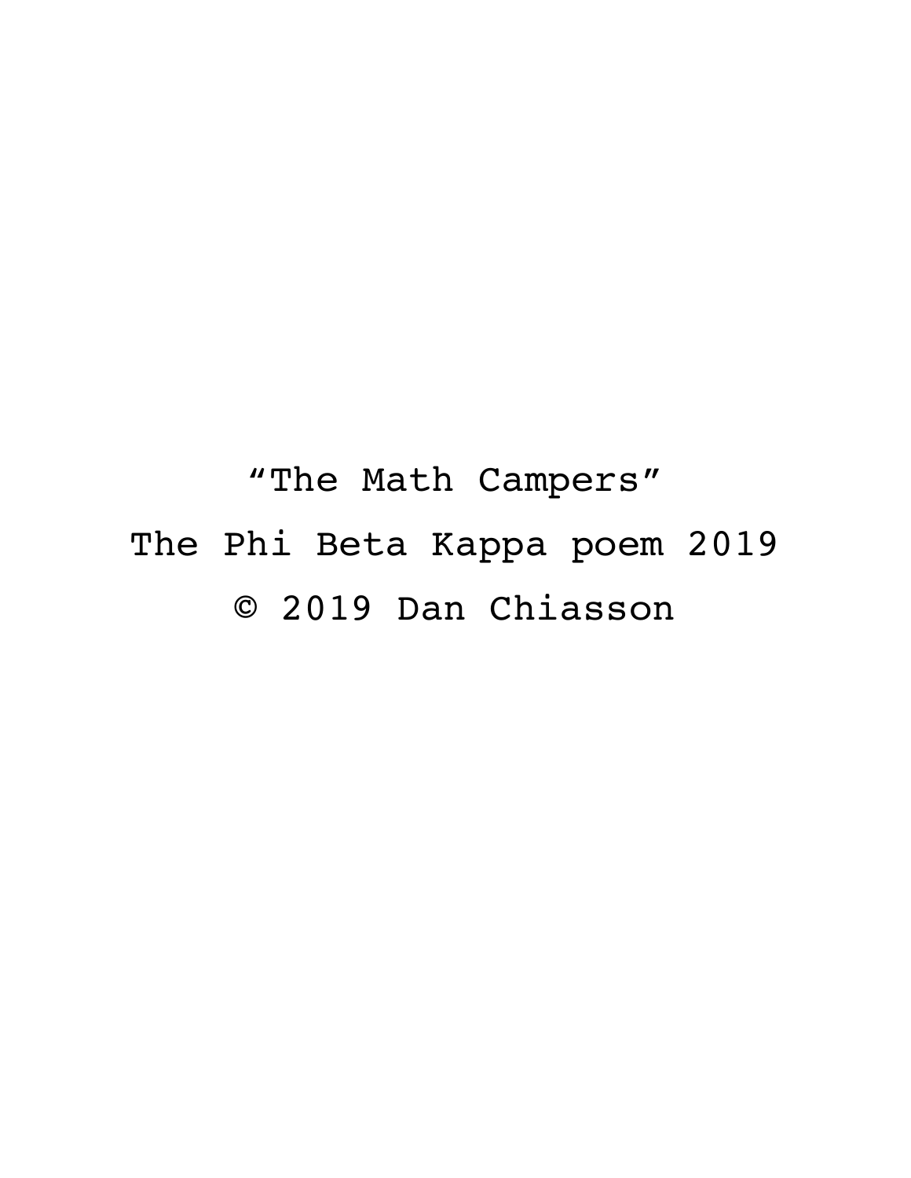# “The Math Campers”

The Phi Beta Kappa poem 2019

© 2019 Dan Chiasson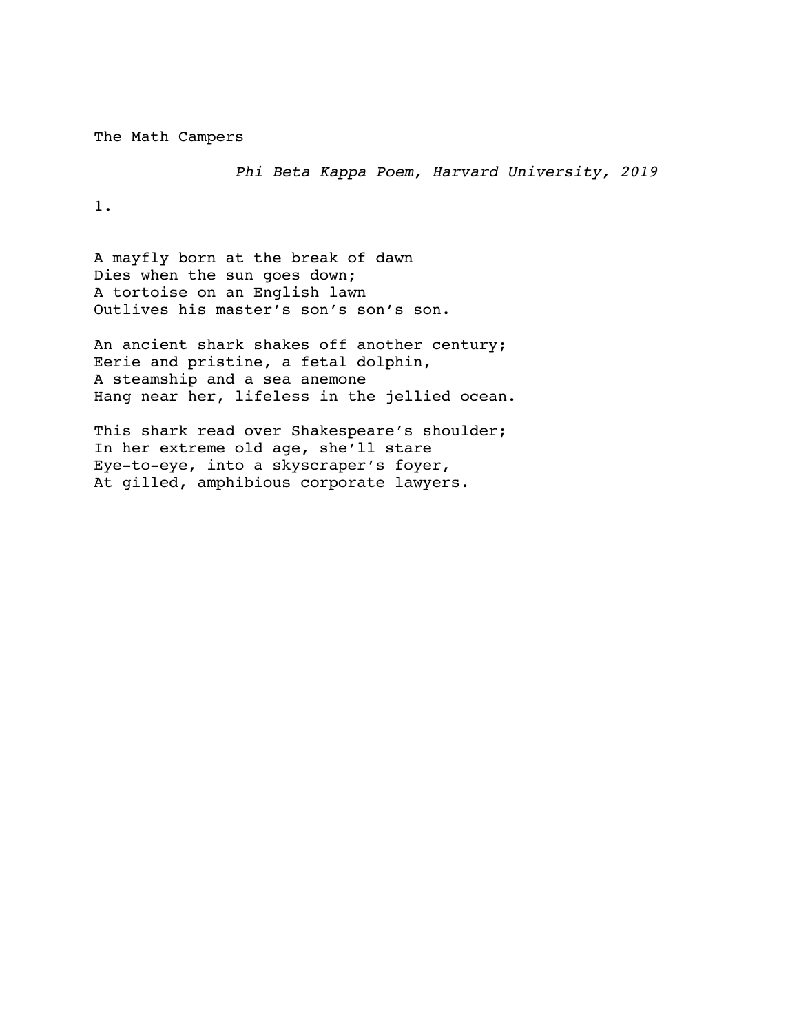# The Math Campers

*Phi Beta Kappa Poem, Harvard University, 2019*

## 1.

A mayfly born at the break of dawn  
Dies when the sun goes down;  
A tortoise on an English lawn  
Outlives his master's son's son's son.

An ancient shark shakes off another century;  
Eerie and pristine, a fetal dolphin,  
A steamship and a sea anemone  
Hang near her, lifeless in the jellied ocean.

This shark read over Shakespeare's shoulder;  
In her extreme old age, she'll stare  
Eye-to-eye, into a skyscraper's foyer,  
At gilled, amphibious corporate lawyers.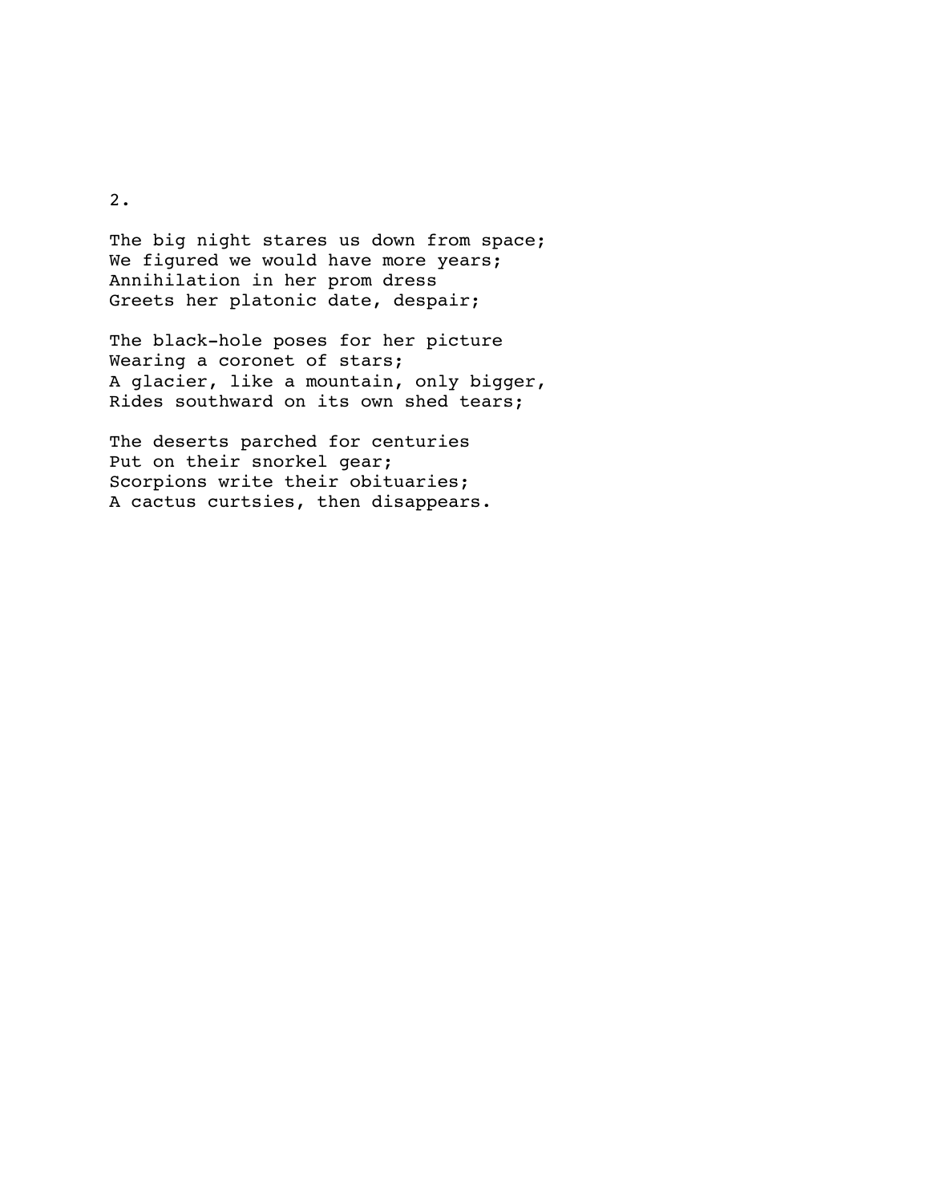2.

The big night stares us down from space;  
We figured we would have more years;  
Annihilation in her prom dress  
Greets her platonic date, despair;

The black-hole poses for her picture  
Wearing a coronet of stars;  
A glacier, like a mountain, only bigger,  
Rides southward on its own shed tears;

The deserts parched for centuries  
Put on their snorkel gear;  
Scorpions write their obituaries;  
A cactus curtsies, then disappears.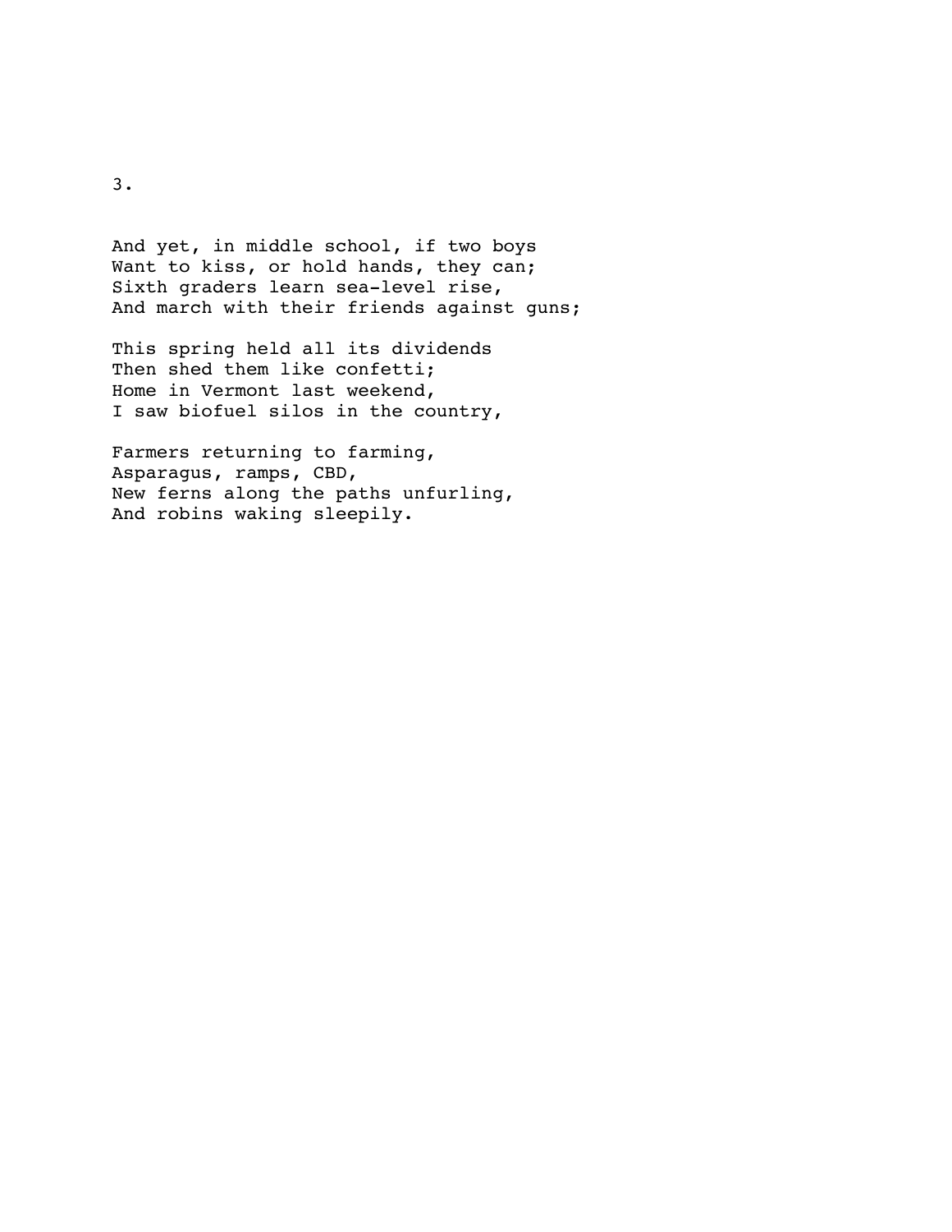3.

And yet, in middle school, if two boys  
Want to kiss, or hold hands, they can;  
Sixth graders learn sea-level rise,  
And march with their friends against guns;

This spring held all its dividends  
Then shed them like confetti;  
Home in Vermont last weekend,  
I saw biofuel silos in the country,

Farmers returning to farming,  
Asparagus, ramps, CBD,  
New ferns along the paths unfurling,  
And robins waking sleepily.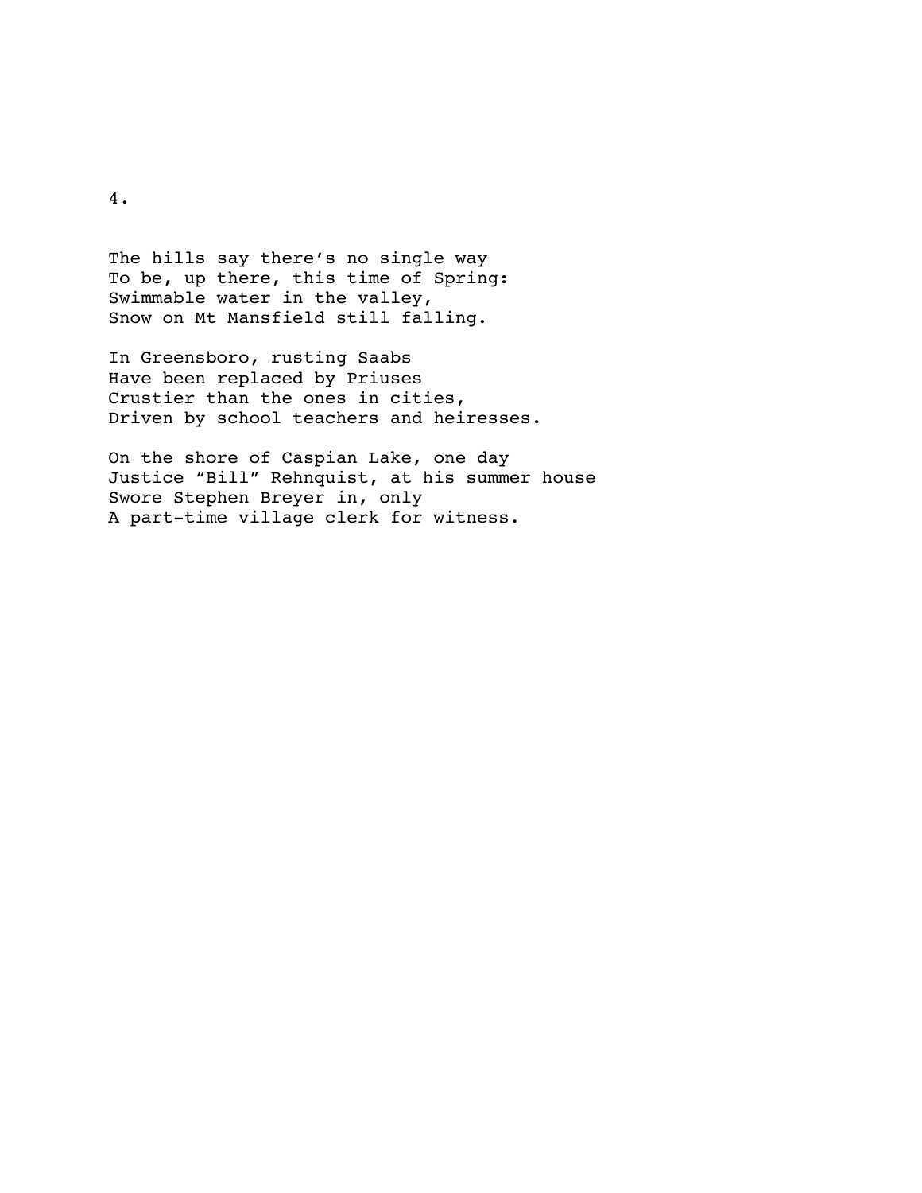4.

The hills say there's no single way  
To be, up there, this time of Spring:  
Swimmable water in the valley,  
Snow on Mt Mansfield still falling.

In Greensboro, rusting Saabs  
Have been replaced by Priuses  
Crustier than the ones in cities,  
Driven by school teachers and heiresses.

On the shore of Caspian Lake, one day  
Justice "Bill" Rehnquist, at his summer house  
Swore Stephen Breyer in, only  
A part-time village clerk for witness.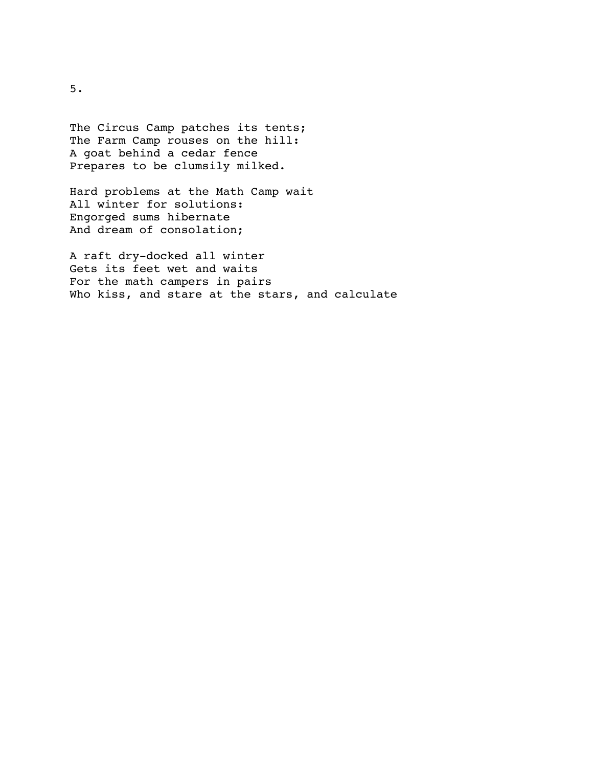5.

The Circus Camp patches its tents;  
The Farm Camp rouses on the hill:  
A goat behind a cedar fence  
Prepares to be clumsily milked.

Hard problems at the Math Camp wait  
All winter for solutions:  
Engorged sums hibernate  
And dream of consolation;

A raft dry-docked all winter  
Gets its feet wet and waits  
For the math campers in pairs  
Who kiss, and stare at the stars, and calculate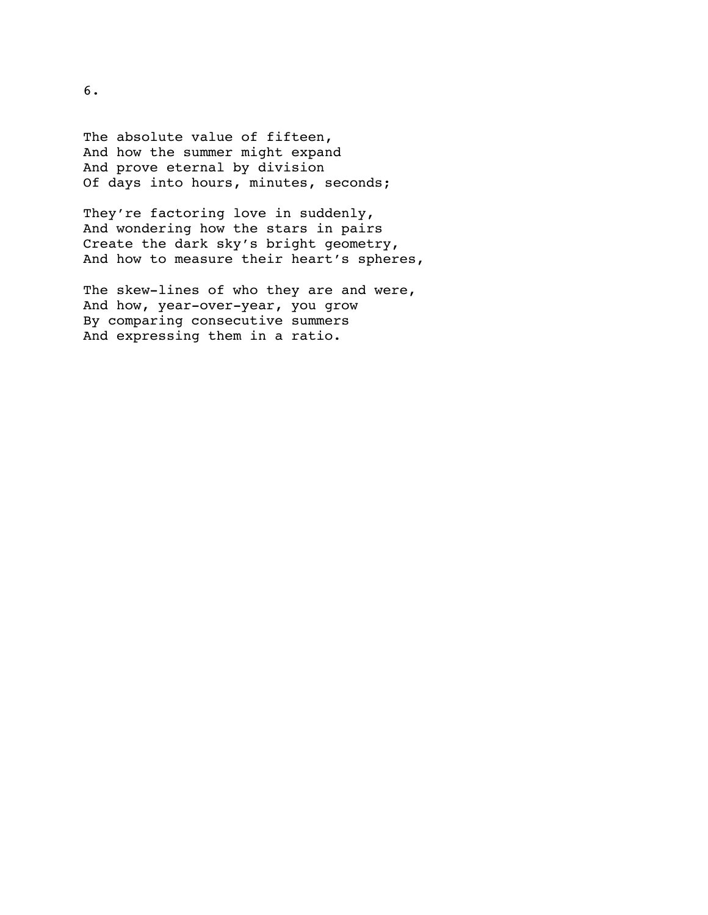6.

The absolute value of fifteen,  
And how the summer might expand  
And prove eternal by division  
Of days into hours, minutes, seconds;

They're factoring love in suddenly,  
And wondering how the stars in pairs  
Create the dark sky's bright geometry,  
And how to measure their heart's spheres,

The skew-lines of who they are and were,  
And how, year-over-year, you grow  
By comparing consecutive summers  
And expressing them in a ratio.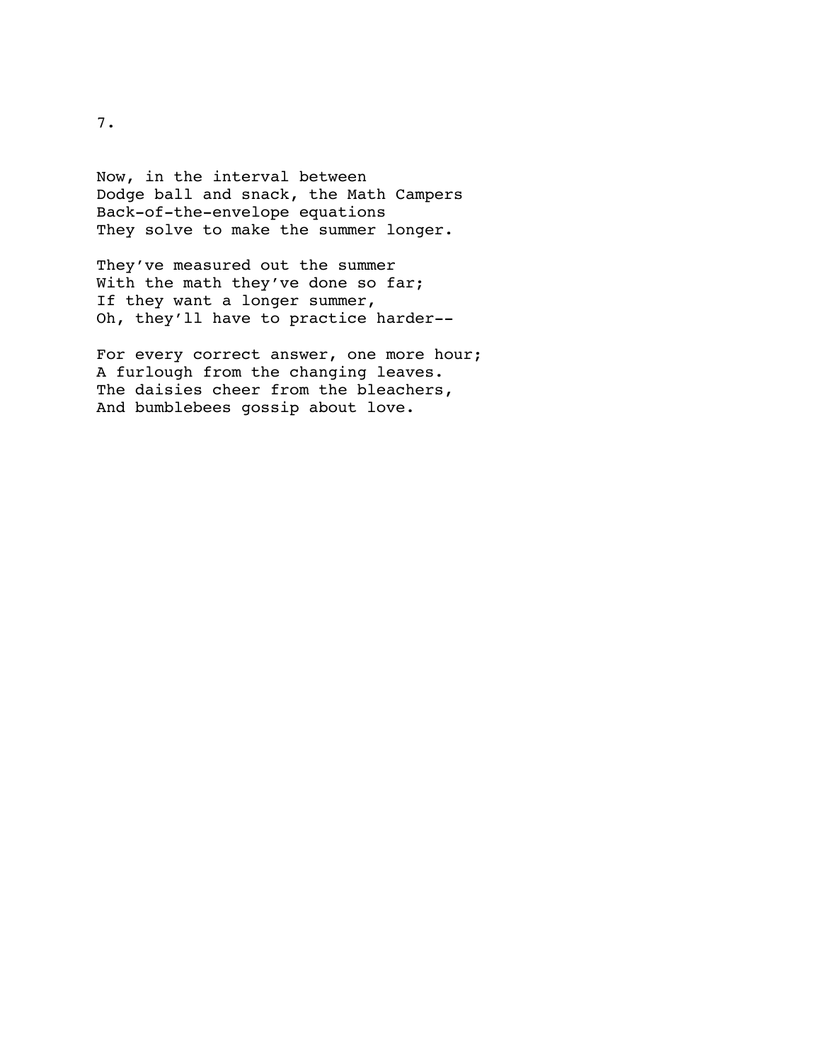7.

Now, in the interval between  
Dodge ball and snack, the Math Campers  
Back-of-the-envelope equations  
They solve to make the summer longer.

They've measured out the summer  
With the math they've done so far;  
If they want a longer summer,  
Oh, they'll have to practice harder--

For every correct answer, one more hour;  
A furlough from the changing leaves.  
The daisies cheer from the bleachers,  
And bumblebees gossip about love.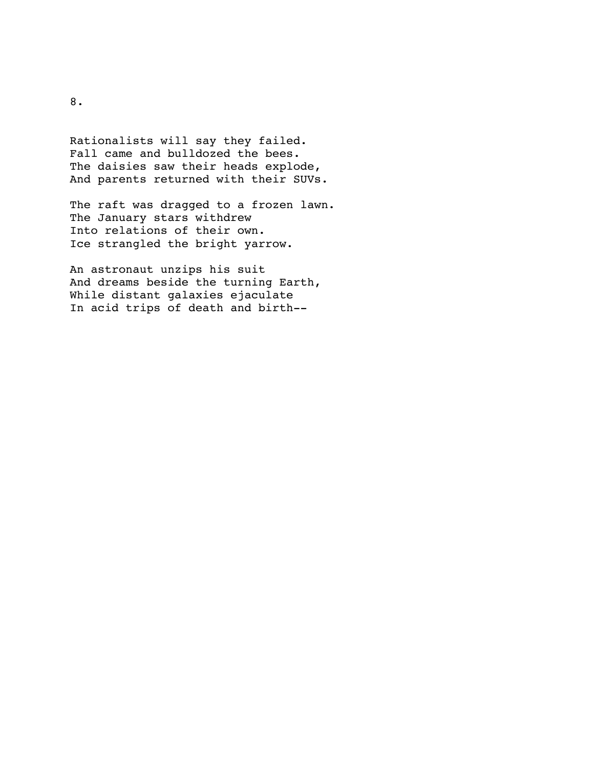8.

Rationalists will say they failed.  
Fall came and bulldozed the bees.  
The daisies saw their heads explode,  
And parents returned with their SUVs.

The raft was dragged to a frozen lawn.  
The January stars withdrew  
Into relations of their own.  
Ice strangled the bright yarrow.

An astronaut unzips his suit  
And dreams beside the turning Earth,  
While distant galaxies ejaculate  
In acid trips of death and birth--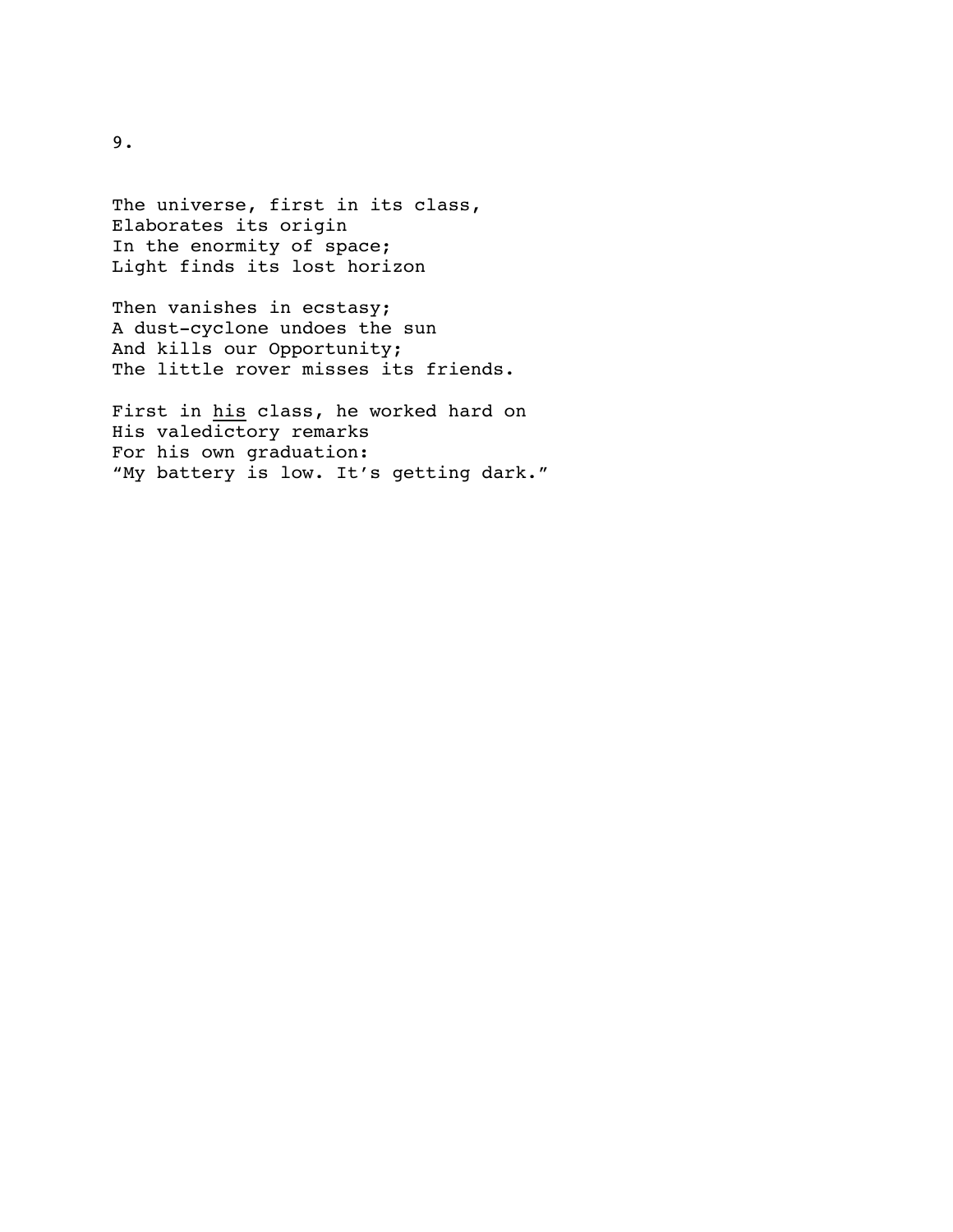9.

The universe, first in its class,  
Elaborates its origin  
In the enormity of space;  
Light finds its lost horizon

Then vanishes in ecstasy;  
A dust-cyclone undoes the sun  
And kills our Opportunity;  
The little rover misses its friends.

First in <u>his</u> class, he worked hard on  
His valedictory remarks  
For his own graduation:  
"My battery is low. It's getting dark."